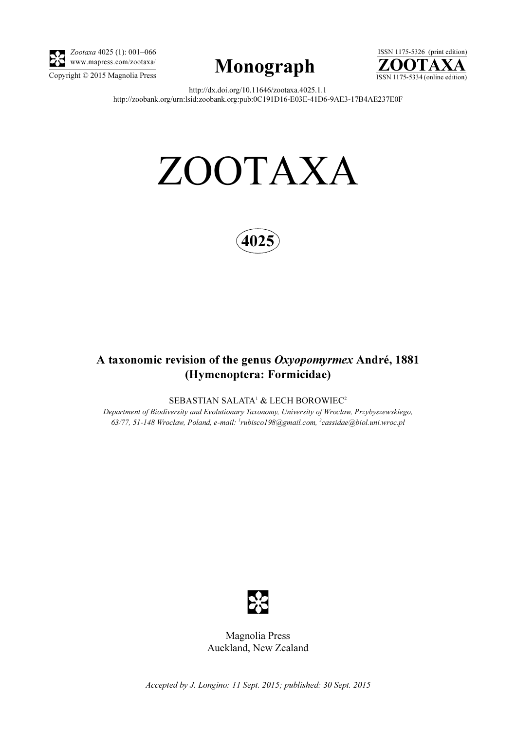Zootaxa 4025 (1): 001–066
www.mapress.com/zootaxa/
Copyright © 2015 Magnolia Press

**Monograph**

ISSN 1175-5326 (print edition)
**ZOOTAXA**
ISSN 1175-5334 (online edition)

http://dx.doi.org/10.11646/zootaxa.4025.1.1
http://zoobank.org/urn:lsid:zoobank.org:pub:0C191D16-E03E-41D6-9AE3-17B4AE237E0F

# ZOOTAXA

**4025**

## A taxonomic revision of the genus *Oxyopomyrmex* André, 1881 (Hymenoptera: Formicidae)

SEBASTIAN SALATA[1] & LECH BOROWIEC[2]

*Department of Biodiversity and Evolutionary Taxonomy, University of Wrocław, Przybyszewskiego, 63/77, 51-148 Wrocław, Poland, e-mail: [1]rubisco198@gmail.com, [2]cassidae@biol.uni.wroc.pl*

Magnolia Press
Auckland, New Zealand

*Accepted by J. Longino: 11 Sept. 2015; published: 30 Sept. 2015*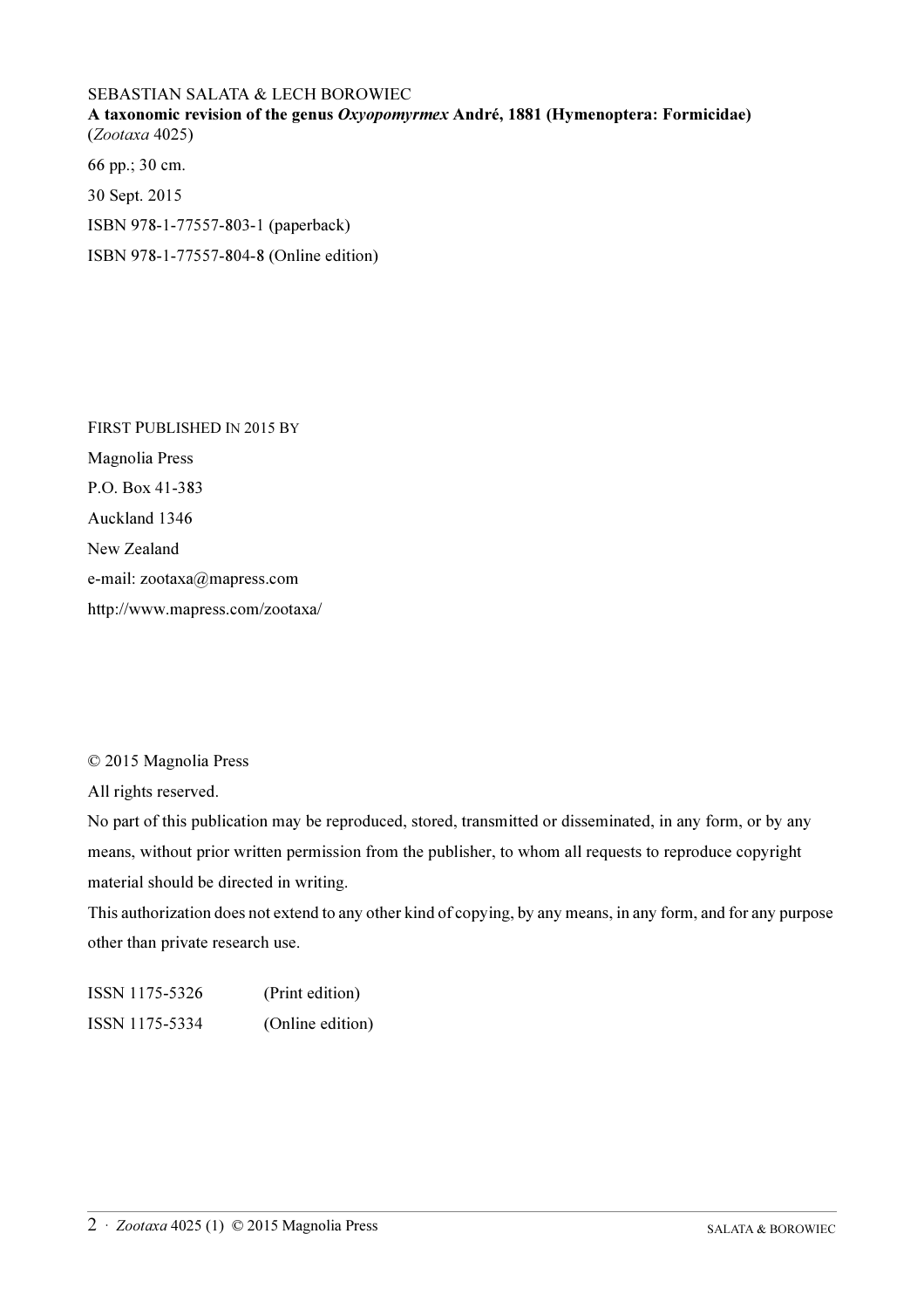SEBASTIAN SALATA & LECH BOROWIEC

**A taxonomic revision of the genus *Oxyopomyrmex* André, 1881 (Hymenoptera: Formicidae)**
(*Zootaxa* 4025)

66 pp.; 30 cm.

30 Sept. 2015

ISBN 978-1-77557-803-1 (paperback)

ISBN 978-1-77557-804-8 (Online edition)

FIRST PUBLISHED IN 2015 BY

Magnolia Press

P.O. Box 41-383

Auckland 1346

New Zealand

e-mail: zootaxa@mapress.com

http://www.mapress.com/zootaxa/

© 2015 Magnolia Press

All rights reserved.

No part of this publication may be reproduced, stored, transmitted or disseminated, in any form, or by any means, without prior written permission from the publisher, to whom all requests to reproduce copyright material should be directed in writing.

This authorization does not extend to any other kind of copying, by any means, in any form, and for any purpose other than private research use.

ISSN 1175-5326 (Print edition)

ISSN 1175-5334 (Online edition)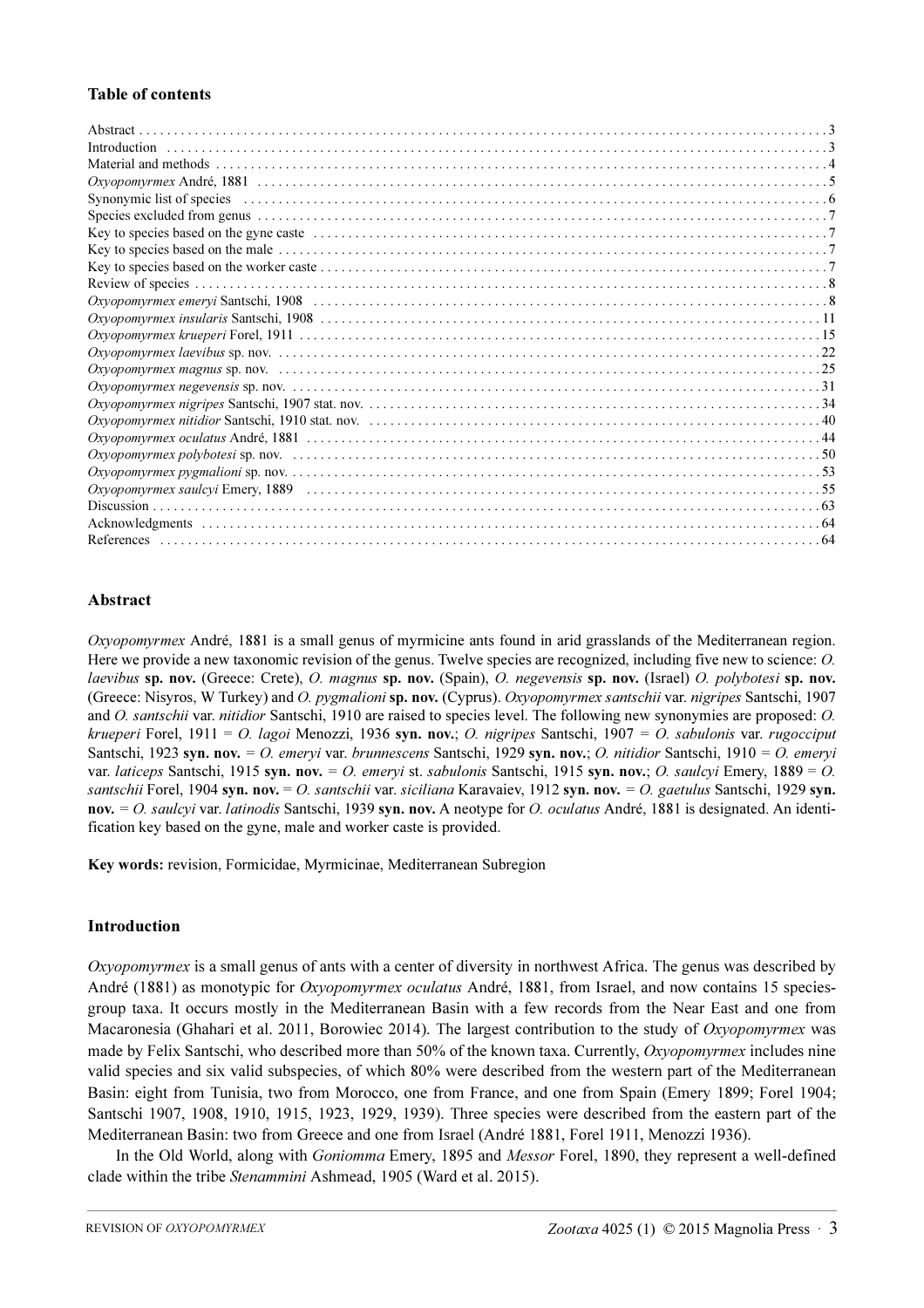## Table of contents

| | |
|---|---|
| Abstract | 3 |
| Introduction | 3 |
| Material and methods | 4 |
| *Oxyopomyrmex* André, 1881 | 5 |
| Synonymic list of species | 6 |
| Species excluded from genus | 7 |
| Key to species based on the gyne caste | 7 |
| Key to species based on the male | 7 |
| Key to species based on the worker caste | 7 |
| Review of species | 8 |
| *Oxyopomyrmex emeryi* Santschi, 1908 | 8 |
| *Oxyopomyrmex insularis* Santschi, 1908 | 11 |
| *Oxyopomyrmex krueperi* Forel, 1911 | 15 |
| *Oxyopomyrmex laevibus* sp. nov. | 22 |
| *Oxyopomyrmex magnus* sp. nov. | 25 |
| *Oxyopomyrmex negevensis* sp. nov. | 31 |
| *Oxyopomyrmex nigripes* Santschi, 1907 stat. nov. | 34 |
| *Oxyopomyrmex nitidior* Santschi, 1910 stat. nov. | 40 |
| *Oxyopomyrmex oculatus* André, 1881 | 44 |
| *Oxyopomyrmex polybotesi* sp. nov. | 50 |
| *Oxyopomyrmex pygmalioni* sp. nov. | 53 |
| *Oxyopomyrmex saulcyi* Emery, 1889 | 55 |
| Discussion | 63 |
| Acknowledgments | 64 |
| References | 64 |

## Abstract

*Oxyopomyrmex* André, 1881 is a small genus of myrmicine ants found in arid grasslands of the Mediterranean region. Here we provide a new taxonomic revision of the genus. Twelve species are recognized, including five new to science: *O. laevibus* **sp. nov.** (Greece: Crete), *O. magnus* **sp. nov.** (Spain), *O. negevensis* **sp. nov.** (Israel) *O. polybotesi* **sp. nov.** (Greece: Nisyros, W Turkey) and *O. pygmalioni* **sp. nov.** (Cyprus). *Oxyopomyrmex santschii* var. *nigripes* Santschi, 1907 and *O. santschii* var. *nitidior* Santschi, 1910 are raised to species level. The following new synonymies are proposed: *O. krueperi* Forel, 1911 = *O. lagoi* Menozzi, 1936 **syn. nov.**; *O. nigripes* Santschi, 1907 = *O. sabulonis* var. *rugocciput* Santschi, 1923 **syn. nov.** = *O. emeryi* var. *brunnescens* Santschi, 1929 **syn. nov.**; *O. nitidior* Santschi, 1910 = *O. emeryi* var. *laticeps* Santschi, 1915 **syn. nov.** = *O. emeryi* st. *sabulonis* Santschi, 1915 **syn. nov.**; *O. saulcyi* Emery, 1889 = *O. santschii* Forel, 1904 **syn. nov.** = *O. santschii* var. *siciliana* Karavaiev, 1912 **syn. nov.** = *O. gaetulus* Santschi, 1929 **syn. nov.** = *O. saulcyi* var. *latinodis* Santschi, 1939 **syn. nov.** A neotype for *O. oculatus* André, 1881 is designated. An identification key based on the gyne, male and worker caste is provided.

**Key words:** revision, Formicidae, Myrmicinae, Mediterranean Subregion

## Introduction

*Oxyopomyrmex* is a small genus of ants with a center of diversity in northwest Africa. The genus was described by André (1881) as monotypic for *Oxyopomyrmex oculatus* André, 1881, from Israel, and now contains 15 species-group taxa. It occurs mostly in the Mediterranean Basin with a few records from the Near East and one from Macaronesia (Ghahari et al. 2011, Borowiec 2014). The largest contribution to the study of *Oxyopomyrmex* was made by Felix Santschi, who described more than 50% of the known taxa. Currently, *Oxyopomyrmex* includes nine valid species and six valid subspecies, of which 80% were described from the western part of the Mediterranean Basin: eight from Tunisia, two from Morocco, one from France, and one from Spain (Emery 1899; Forel 1904; Santschi 1907, 1908, 1910, 1915, 1923, 1929, 1939). Three species were described from the eastern part of the Mediterranean Basin: two from Greece and one from Israel (André 1881, Forel 1911, Menozzi 1936).

In the Old World, along with *Goniomma* Emery, 1895 and *Messor* Forel, 1890, they represent a well-defined clade within the tribe *Stenammini* Ashmead, 1905 (Ward et al. 2015).